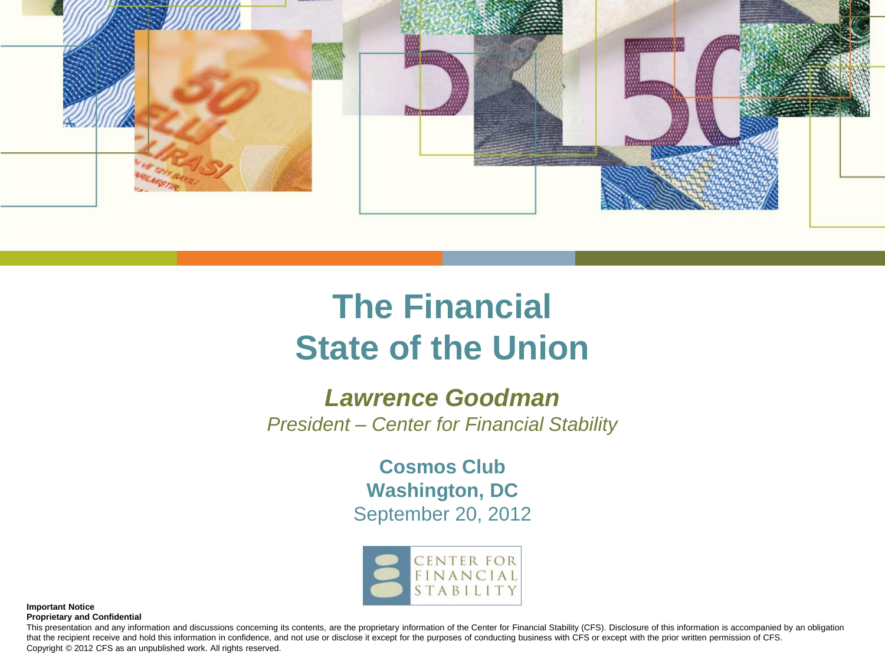# The Financial State of the Union

***Lawrence Goodman***

*President – Center for Financial Stability*

**Cosmos Club**
**Washington, DC**
September 20, 2012

CENTER FOR FINANCIAL STABILITY

**Important Notice**
**Proprietary and Confidential**

This presentation and any information and discussions concerning its contents, are the proprietary information of the Center for Financial Stability (CFS). Disclosure of this information is accompanied by an obligation that the recipient receive and hold this information in confidence, and not use or disclose it except for the purposes of conducting business with CFS or except with the prior written permission of CFS.

Copyright © 2012 CFS as an unpublished work. All rights reserved.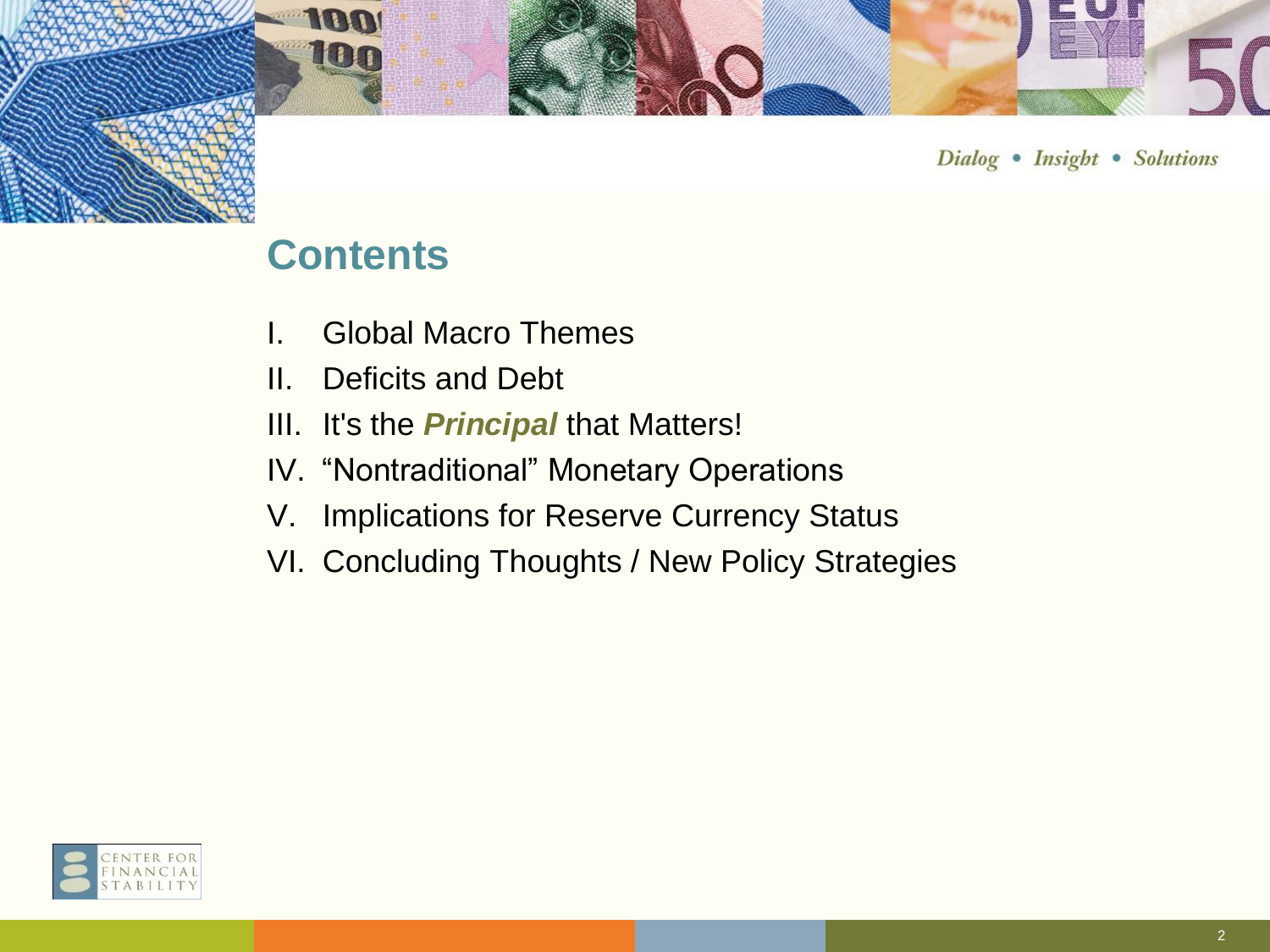# Contents

I. Global Macro Themes
II. Deficits and Debt
III. It's the ***Principal*** that Matters!
IV. "Nontraditional" Monetary Operations
V. Implications for Reserve Currency Status
VI. Concluding Thoughts / New Policy Strategies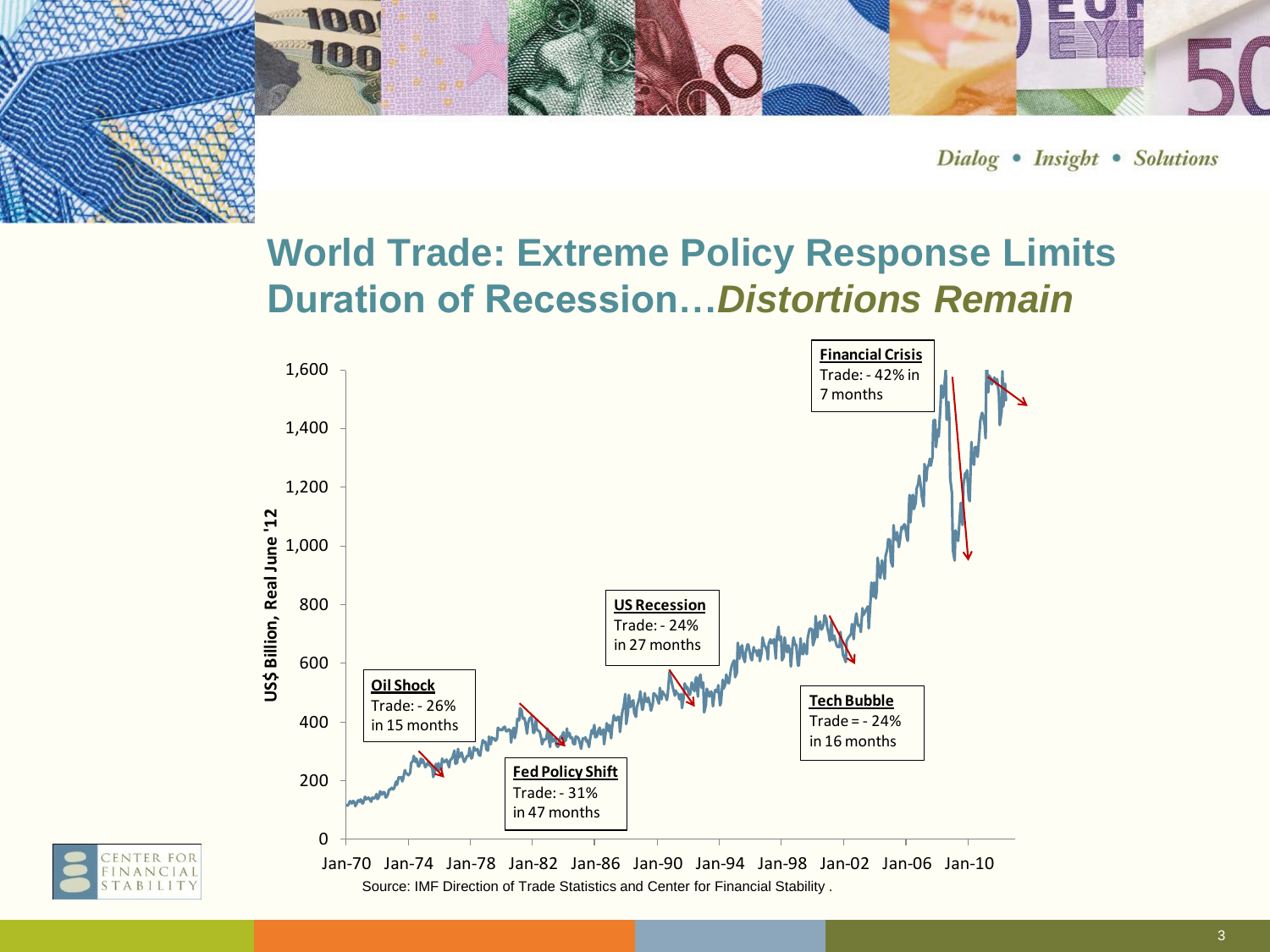# World Trade: Extreme Policy Response Limits Duration of Recession…*Distortions Remain*

**Financial Crisis**
Trade: - 42% in 7 months

**US Recession**
Trade: - 24% in 27 months

**Oil Shock**
Trade: - 26% in 15 months

**Fed Policy Shift**
Trade: - 31% in 47 months

**Tech Bubble**
Trade = - 24% in 16 months

US$ Billion, Real June '12

Source: IMF Direction of Trade Statistics and Center for Financial Stability .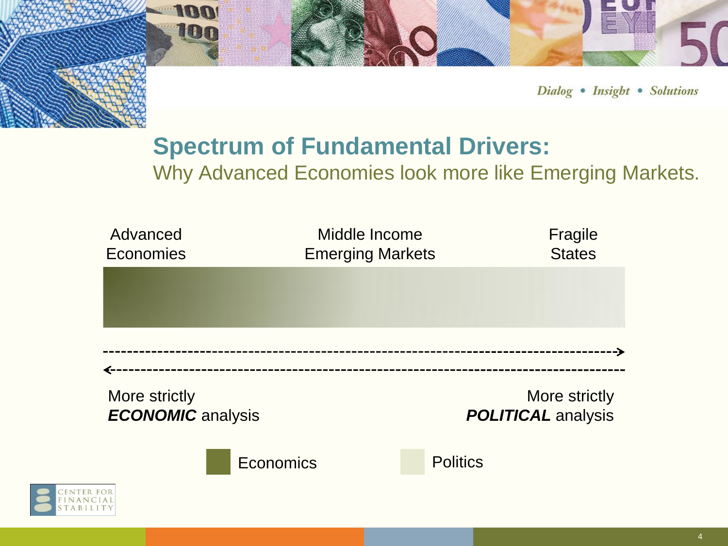## Spectrum of Fundamental Drivers:

Why Advanced Economies look more like Emerging Markets.

Advanced Economies | Middle Income Emerging Markets | Fragile States

More strictly ***ECONOMIC*** analysis

More strictly ***POLITICAL*** analysis

Economics

Politics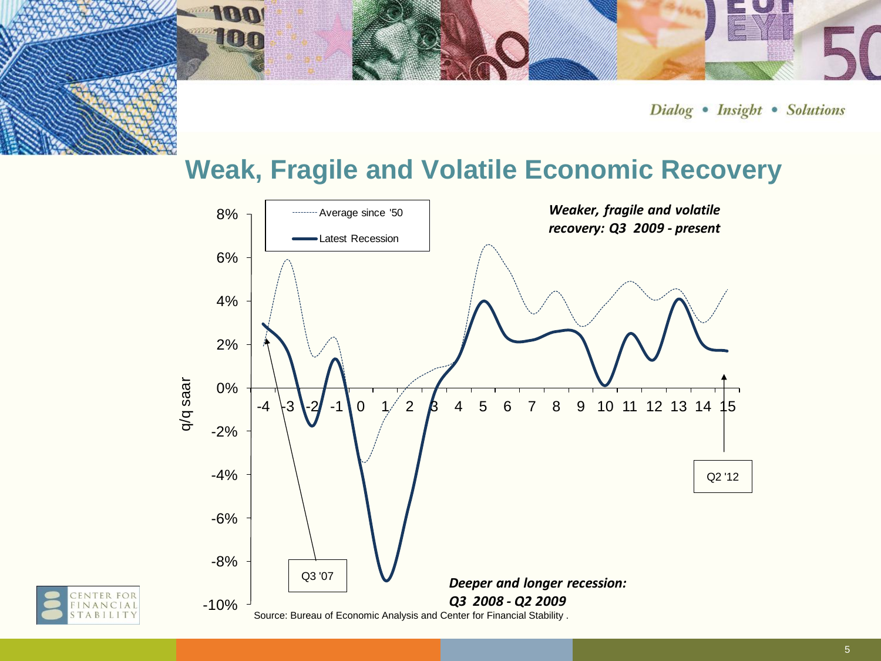# Weak, Fragile and Volatile Economic Recovery

*Weaker, fragile and volatile recovery: Q3 2009 - present*

*Deeper and longer recession: Q3 2008 - Q2 2009*

Legend: Average since '50; Latest Recession

Y-axis: q/q saar (8% to -10%)

X-axis: -4 to 15

Annotations: Q3 '07; Q2 '12

Source: Bureau of Economic Analysis and Center for Financial Stability .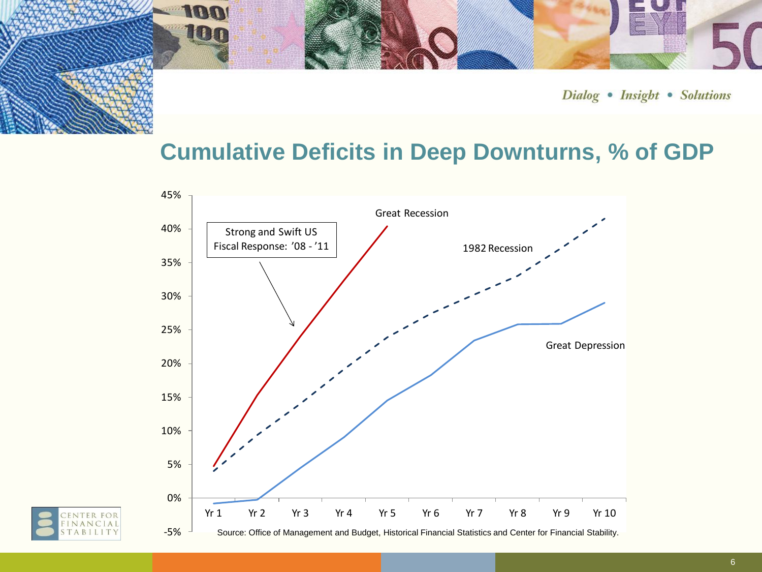*Dialog • Insight • Solutions*

## Cumulative Deficits in Deep Downturns, % of GDP

Strong and Swift US Fiscal Response: ’08 - ’11

Great Recession

1982 Recession

Great Depression

Source: Office of Management and Budget, Historical Financial Statistics and Center for Financial Stability.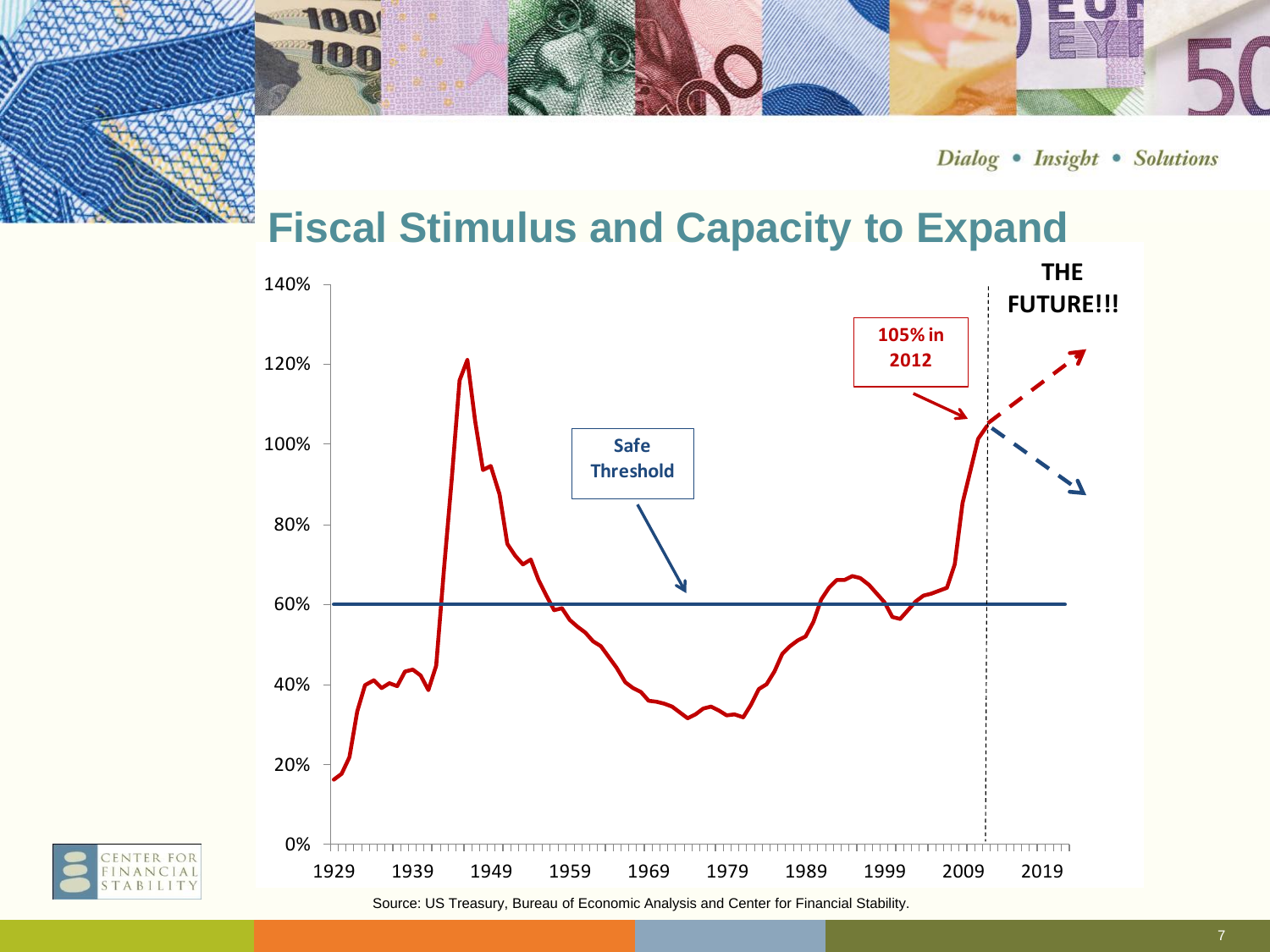## Fiscal Stimulus and Capacity to Expand

140%

120%

100%

80%

60%

40%

20%

0%

1929 1939 1949 1959 1969 1979 1989 1999 2009 2019

Safe Threshold

105% in 2012

THE FUTURE!!!

Source: US Treasury, Bureau of Economic Analysis and Center for Financial Stability.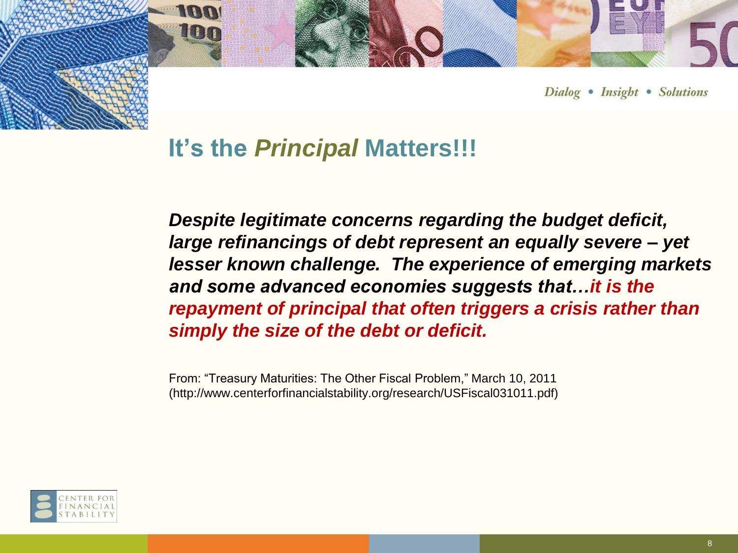## It's the *Principal* Matters!!!

***Despite legitimate concerns regarding the budget deficit, large refinancings of debt represent an equally severe – yet lesser known challenge. The experience of emerging markets and some advanced economies suggests that…it is the repayment of principal that often triggers a crisis rather than simply the size of the debt or deficit.***

From: "Treasury Maturities: The Other Fiscal Problem," March 10, 2011 (http://www.centerforfinancialstability.org/research/USFiscal031011.pdf)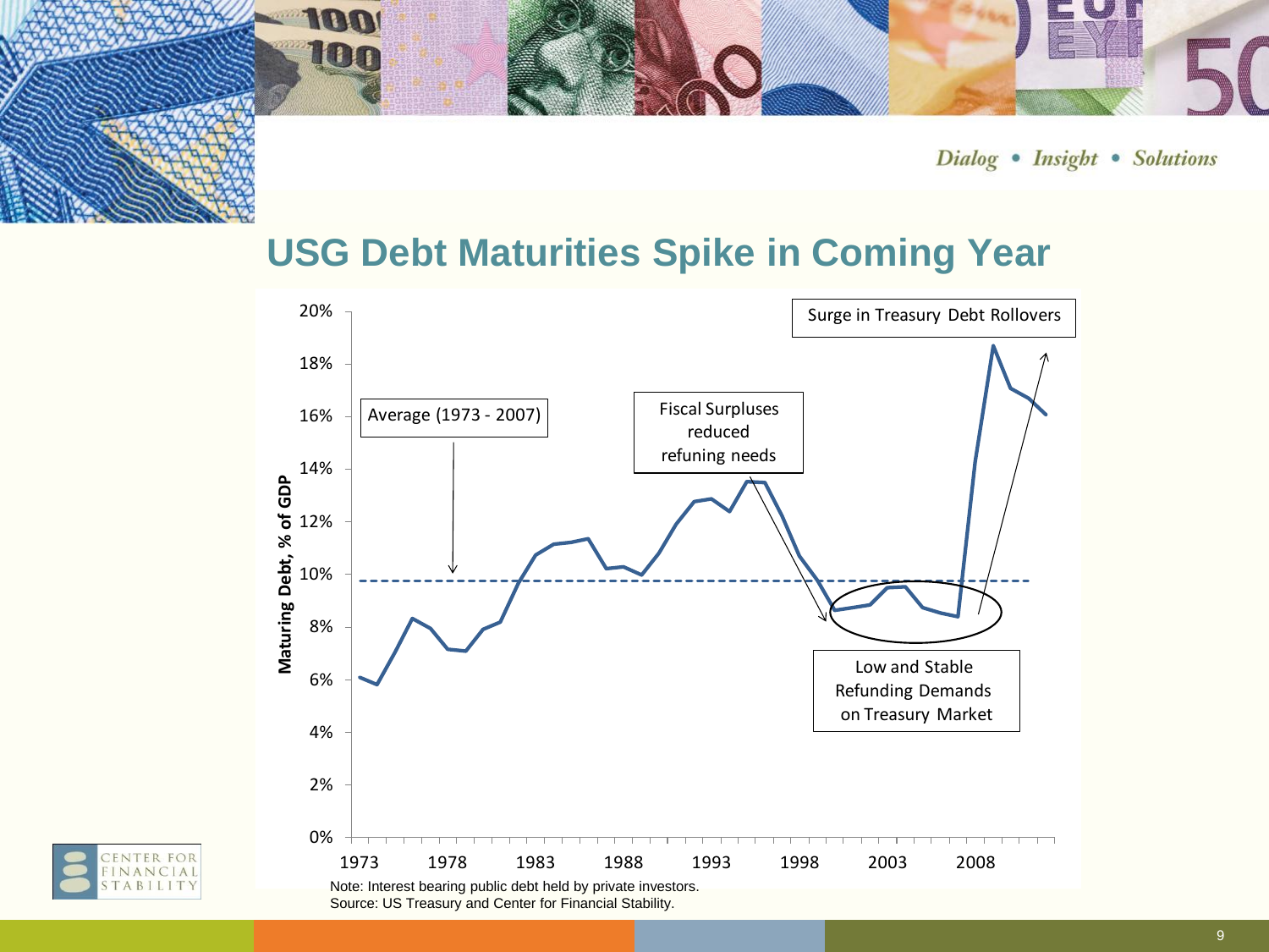## USG Debt Maturities Spike in Coming Year

Surge in Treasury Debt Rollovers

Average (1973 - 2007)

Fiscal Surpluses reduced refuning needs

Low and Stable Refunding Demands on Treasury Market

Maturing Debt, % of GDP

Note: Interest bearing public debt held by private investors.
Source: US Treasury and Center for Financial Stability.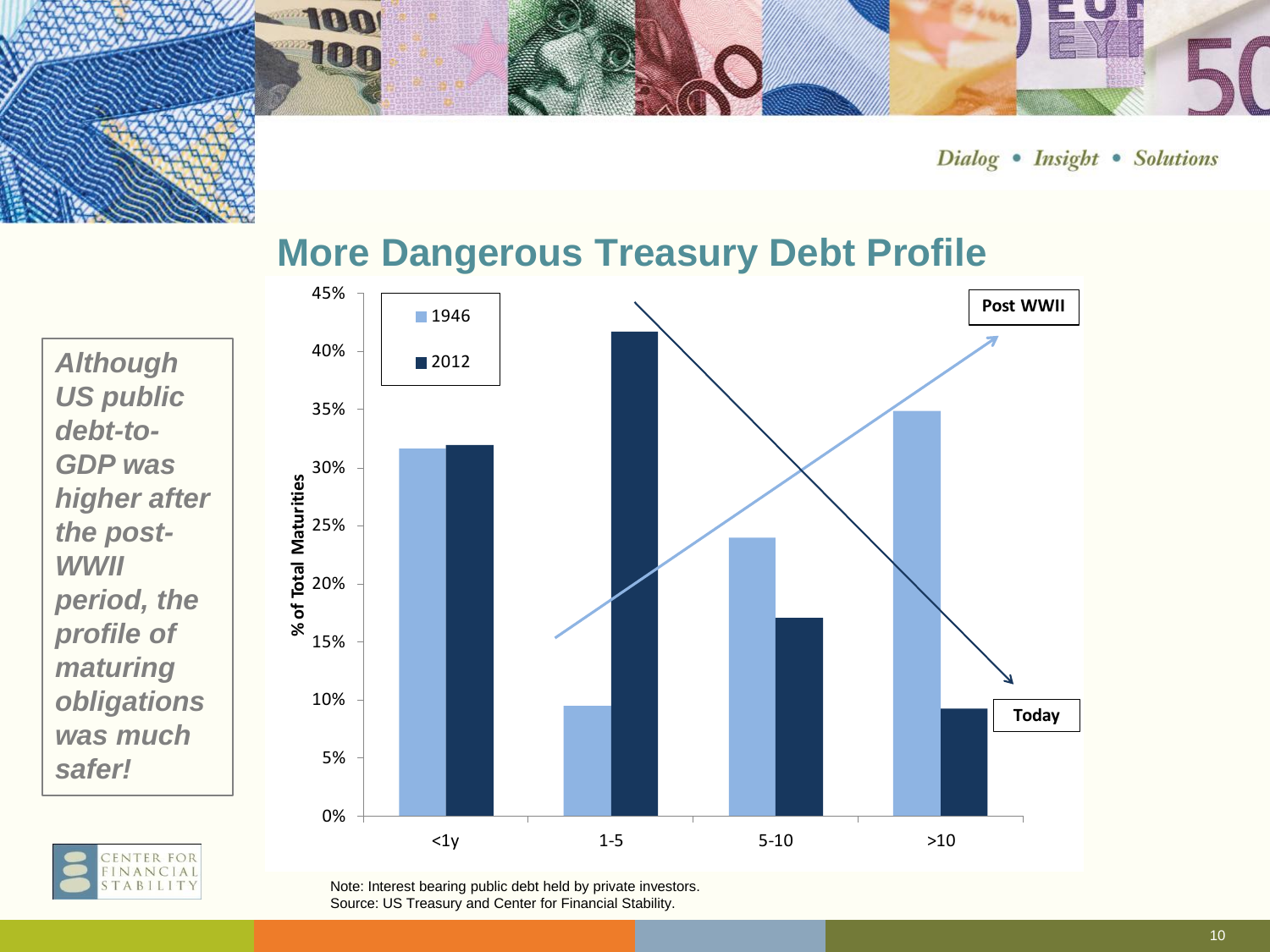## More Dangerous Treasury Debt Profile

*Although US public debt-to-GDP was higher after the post-WWII period, the profile of maturing obligations was much safer!*

| Maturity | 1946 | 2012 |
|---|---|---|
| <1y | ~32% | ~32% |
| 1-5 | ~9.5% | ~42% |
| 5-10 | ~24% | ~17% |
| >10 | ~35% | ~9% |

% of Total Maturities

Post WWII

Today

Note: Interest bearing public debt held by private investors.
Source: US Treasury and Center for Financial Stability.

Dialog • Insight • Solutions

CENTER FOR FINANCIAL STABILITY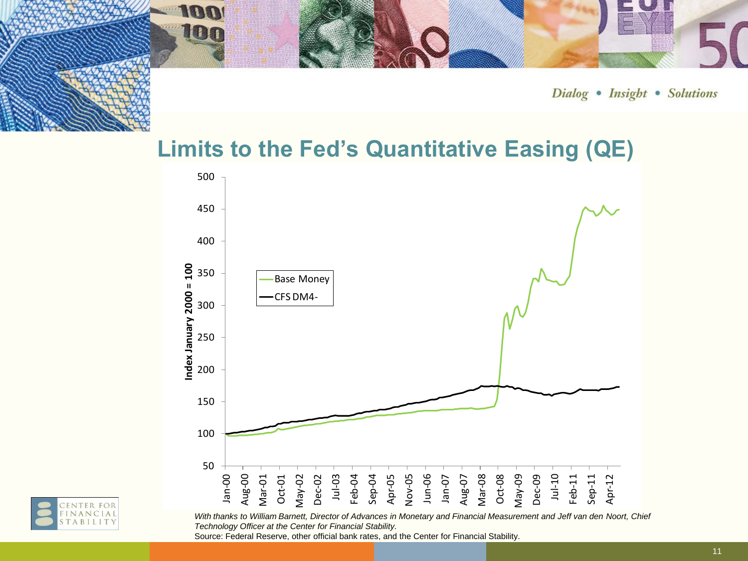# Limits to the Fed's Quantitative Easing (QE)

*With thanks to William Barnett, Director of Advances in Monetary and Financial Measurement and Jeff van den Noort, Chief Technology Officer at the Center for Financial Stability.*

Source: Federal Reserve, other official bank rates, and the Center for Financial Stability.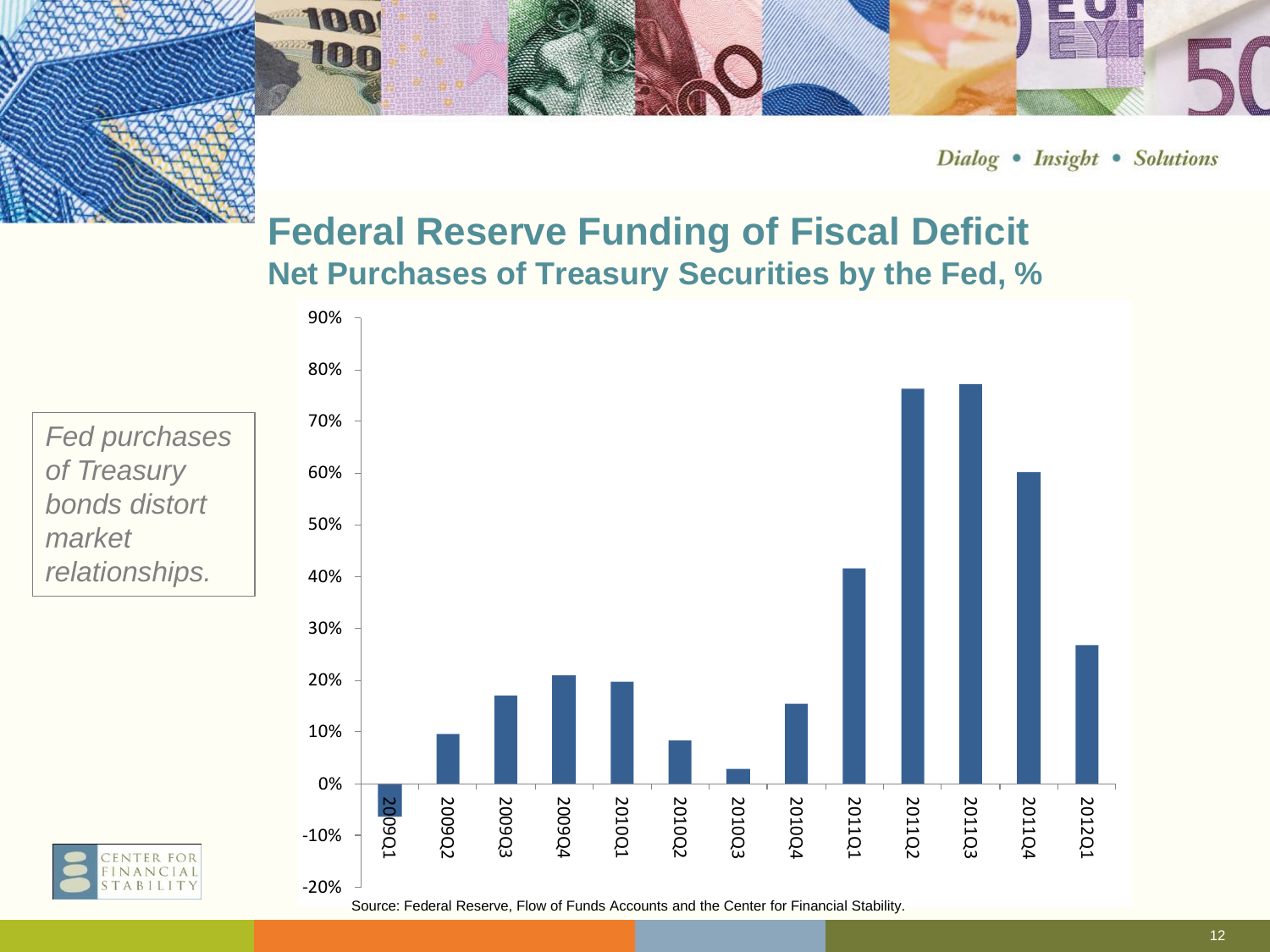Dialog • Insight • Solutions

# Federal Reserve Funding of Fiscal Deficit

## Net Purchases of Treasury Securities by the Fed, %

*Fed purchases of Treasury bonds distort market relationships.*

| Quarter | Net Purchases (%) |
|---|---|
| 2009Q1 | -6% |
| 2009Q2 | 10% |
| 2009Q3 | 17% |
| 2009Q4 | 21% |
| 2010Q1 | 20% |
| 2010Q2 | 8% |
| 2010Q3 | 3% |
| 2010Q4 | 16% |
| 2011Q1 | 42% |
| 2011Q2 | 76% |
| 2011Q3 | 77% |
| 2011Q4 | 60% |
| 2012Q1 | 27% |

Source: Federal Reserve, Flow of Funds Accounts and the Center for Financial Stability.

CENTER FOR FINANCIAL STABILITY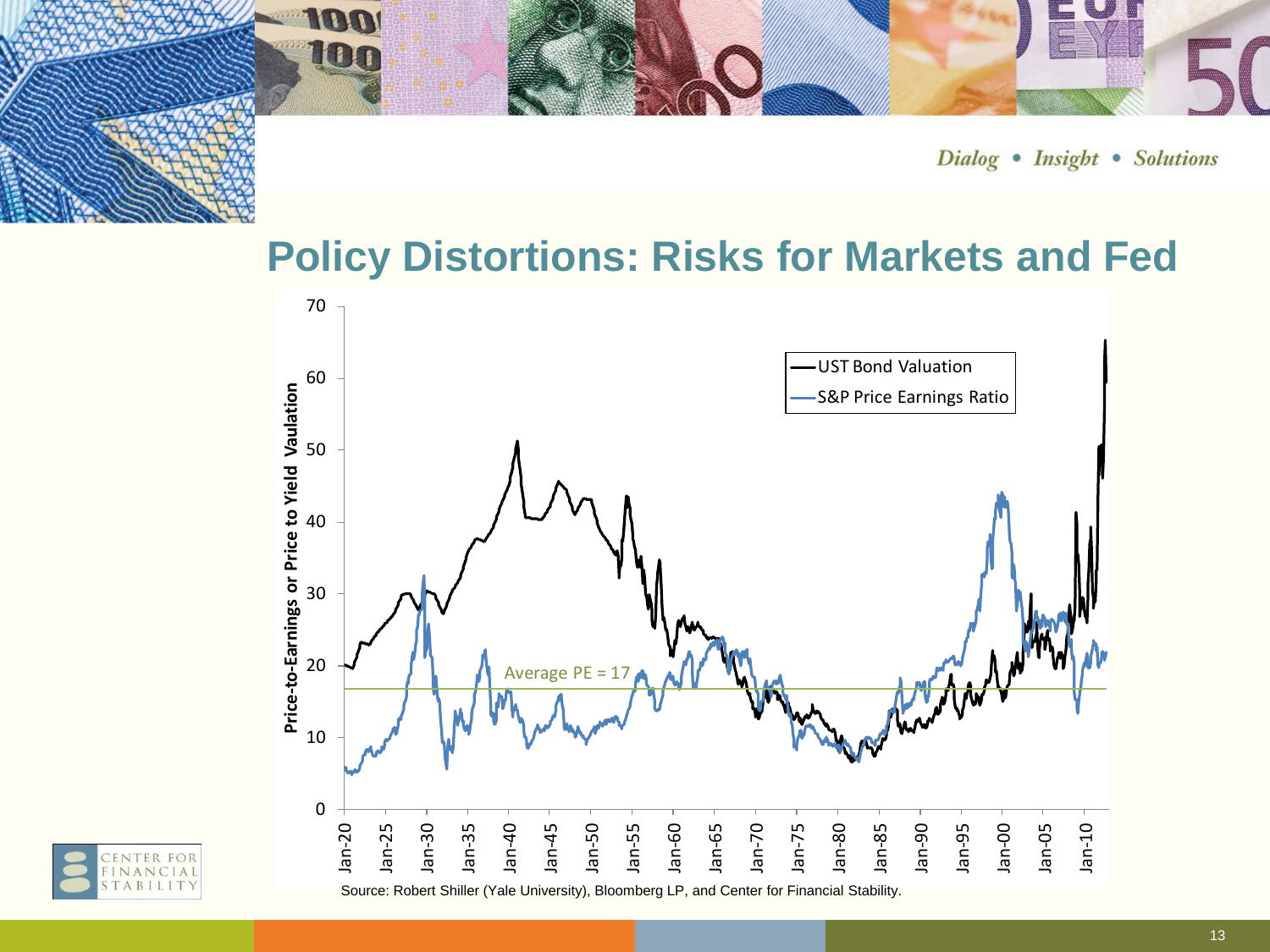## Policy Distortions: Risks for Markets and Fed

Source: Robert Shiller (Yale University), Bloomberg LP, and Center for Financial Stability.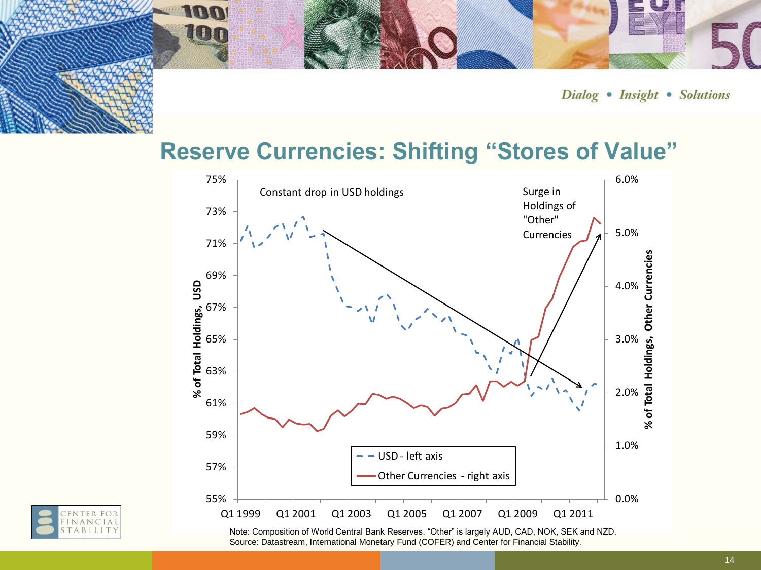# Reserve Currencies: Shifting "Stores of Value"

Note: Composition of World Central Bank Reserves. "Other" is largely AUD, CAD, NOK, SEK and NZD.
Source: Datastream, International Monetary Fund (COFER) and Center for Financial Stability.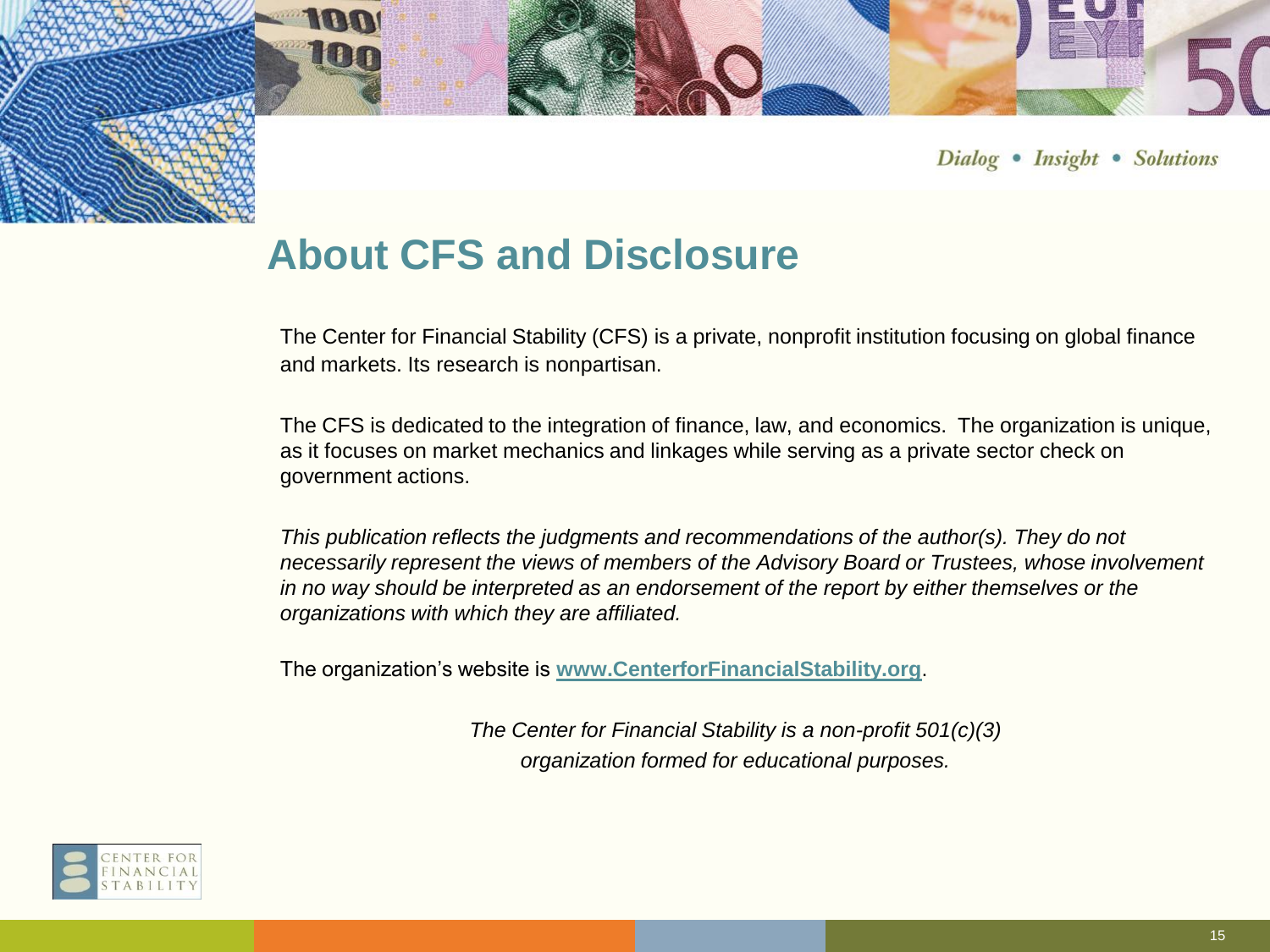# About CFS and Disclosure

The Center for Financial Stability (CFS) is a private, nonprofit institution focusing on global finance and markets. Its research is nonpartisan.

The CFS is dedicated to the integration of finance, law, and economics. The organization is unique, as it focuses on market mechanics and linkages while serving as a private sector check on government actions.

*This publication reflects the judgments and recommendations of the author(s). They do not necessarily represent the views of members of the Advisory Board or Trustees, whose involvement in no way should be interpreted as an endorsement of the report by either themselves or the organizations with which they are affiliated.*

The organization's website is **www.CenterforFinancialStability.org**.

*The Center for Financial Stability is a non-profit 501(c)(3) organization formed for educational purposes.*